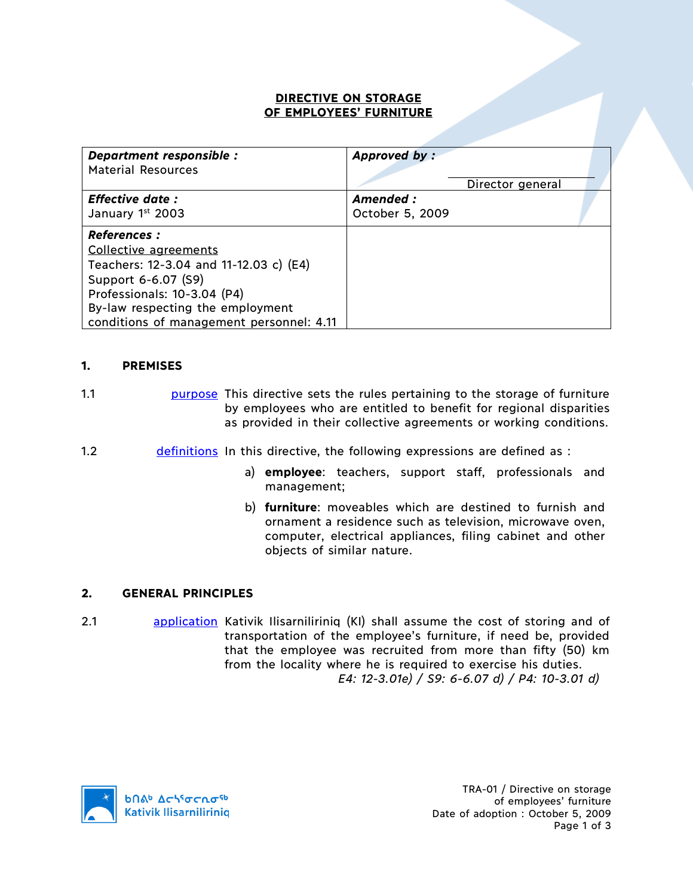# DIRECTIVE ON STORAGE OF EMPLOYEES' FURNITURE

| ***Department responsible :*** Material Resources | ***Approved by :*** <br><br>Director general |
|---|---|
| ***Effective date :*** January 1st 2003 | ***Amended :*** October 5, 2009 |
| ***References :*** <br>Collective agreements <br>Teachers: 12-3.04 and 11-12.03 c) (E4) <br>Support 6-6.07 (S9) <br>Professionals: 10-3.04 (P4) <br>By-law respecting the employment conditions of management personnel: 4.11 | |

## 1. PREMISES

1.1 purpose — This directive sets the rules pertaining to the storage of furniture by employees who are entitled to benefit for regional disparities as provided in their collective agreements or working conditions.

1.2 definitions — In this directive, the following expressions are defined as :

a) **employee**: teachers, support staff, professionals and management;

b) **furniture**: moveables which are destined to furnish and ornament a residence such as television, microwave oven, computer, electrical appliances, filing cabinet and other objects of similar nature.

## 2. GENERAL PRINCIPLES

2.1 application — Kativik Ilisarniliriniq (KI) shall assume the cost of storing and of transportation of the employee's furniture, if need be, provided that the employee was recruited from more than fifty (50) km from the locality where he is required to exercise his duties.

*E4: 12-3.01e) / S9: 6-6.07 d) / P4: 10-3.01 d)*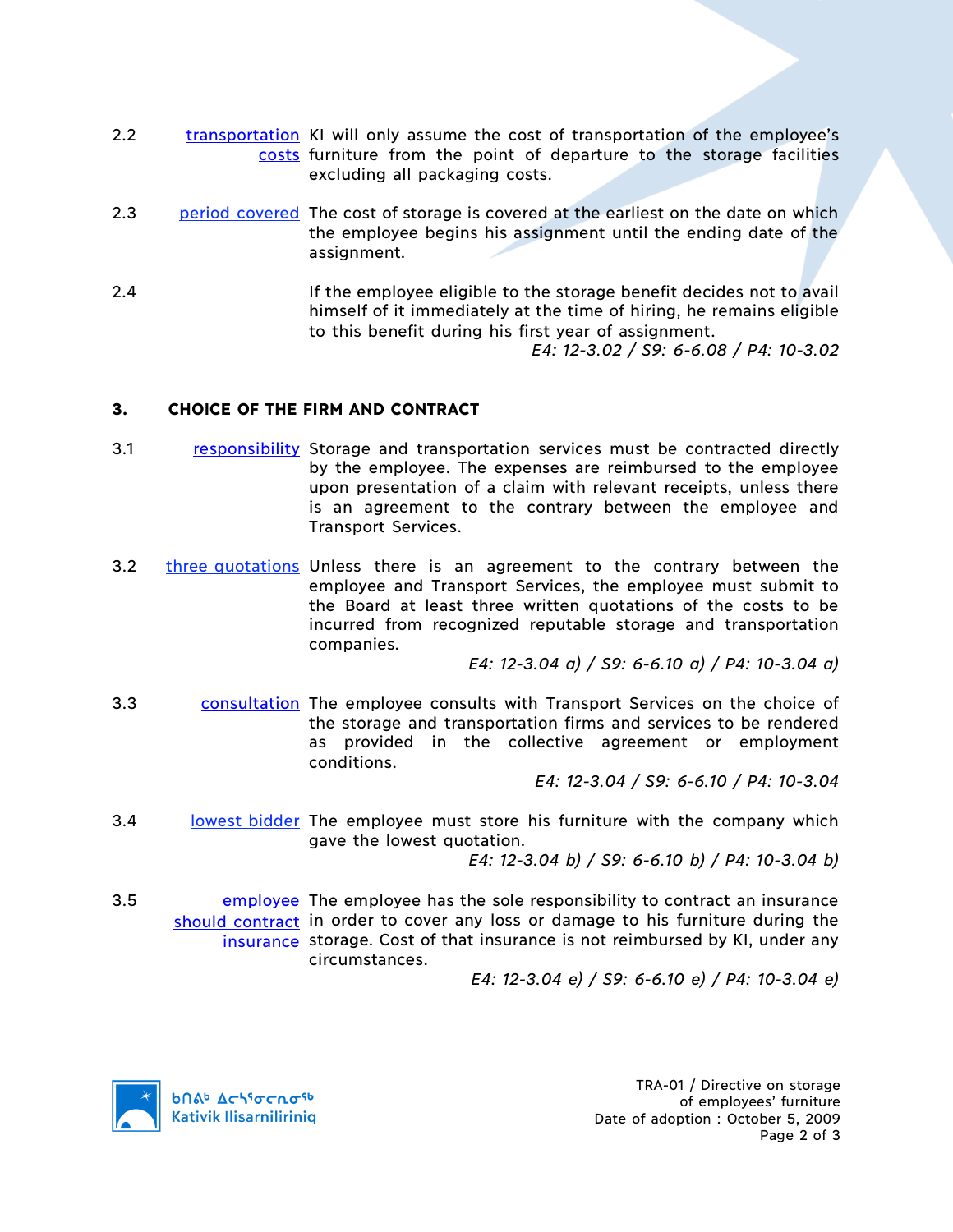2.2 [transportation costs] KI will only assume the cost of transportation of the employee's furniture from the point of departure to the storage facilities excluding all packaging costs.

2.3 [period covered] The cost of storage is covered at the earliest on the date on which the employee begins his assignment until the ending date of the assignment.

2.4 If the employee eligible to the storage benefit decides not to avail himself of it immediately at the time of hiring, he remains eligible to this benefit during his first year of assignment.

*E4: 12-3.02 / S9: 6-6.08 / P4: 10-3.02*

## 3. CHOICE OF THE FIRM AND CONTRACT

3.1 [responsibility] Storage and transportation services must be contracted directly by the employee. The expenses are reimbursed to the employee upon presentation of a claim with relevant receipts, unless there is an agreement to the contrary between the employee and Transport Services.

3.2 [three quotations] Unless there is an agreement to the contrary between the employee and Transport Services, the employee must submit to the Board at least three written quotations of the costs to be incurred from recognized reputable storage and transportation companies.

*E4: 12-3.04 a) / S9: 6-6.10 a) / P4: 10-3.04 a)*

3.3 [consultation] The employee consults with Transport Services on the choice of the storage and transportation firms and services to be rendered as provided in the collective agreement or employment conditions.

*E4: 12-3.04 / S9: 6-6.10 / P4: 10-3.04*

3.4 [lowest bidder] The employee must store his furniture with the company which gave the lowest quotation.

*E4: 12-3.04 b) / S9: 6-6.10 b) / P4: 10-3.04 b)*

3.5 [employee should contract insurance] The employee has the sole responsibility to contract an insurance in order to cover any loss or damage to his furniture during the storage. Cost of that insurance is not reimbursed by KI, under any circumstances.

*E4: 12-3.04 e) / S9: 6-6.10 e) / P4: 10-3.04 e)*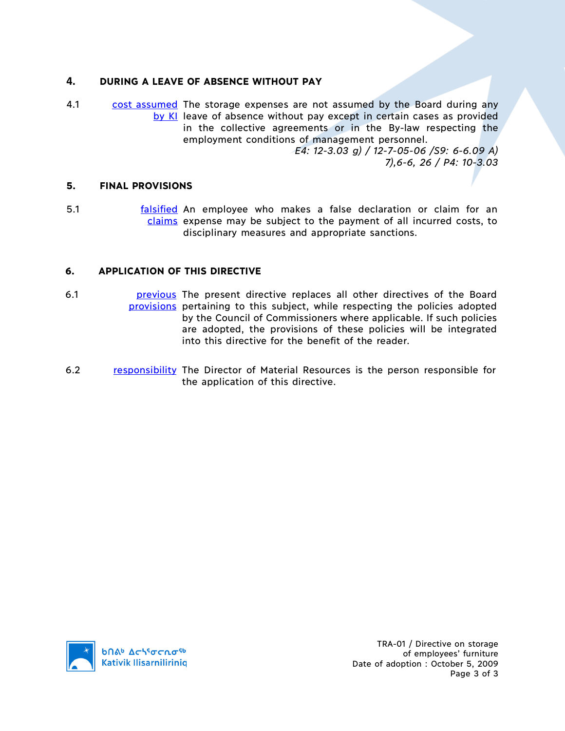## 4. DURING A LEAVE OF ABSENCE WITHOUT PAY

4.1 cost assumed by KI — The storage expenses are not assumed by the Board during any leave of absence without pay except in certain cases as provided in the collective agreements or in the By-law respecting the employment conditions of management personnel.

*E4: 12-3.03 g) / 12-7-05-06 /S9: 6-6.09 A) 7),6-6, 26 / P4: 10-3.03*

## 5. FINAL PROVISIONS

5.1 falsified claims — An employee who makes a false declaration or claim for an expense may be subject to the payment of all incurred costs, to disciplinary measures and appropriate sanctions.

## 6. APPLICATION OF THIS DIRECTIVE

6.1 previous provisions — The present directive replaces all other directives of the Board pertaining to this subject, while respecting the policies adopted by the Council of Commissioners where applicable. If such policies are adopted, the provisions of these policies will be integrated into this directive for the benefit of the reader.

6.2 responsibility — The Director of Material Resources is the person responsible for the application of this directive.